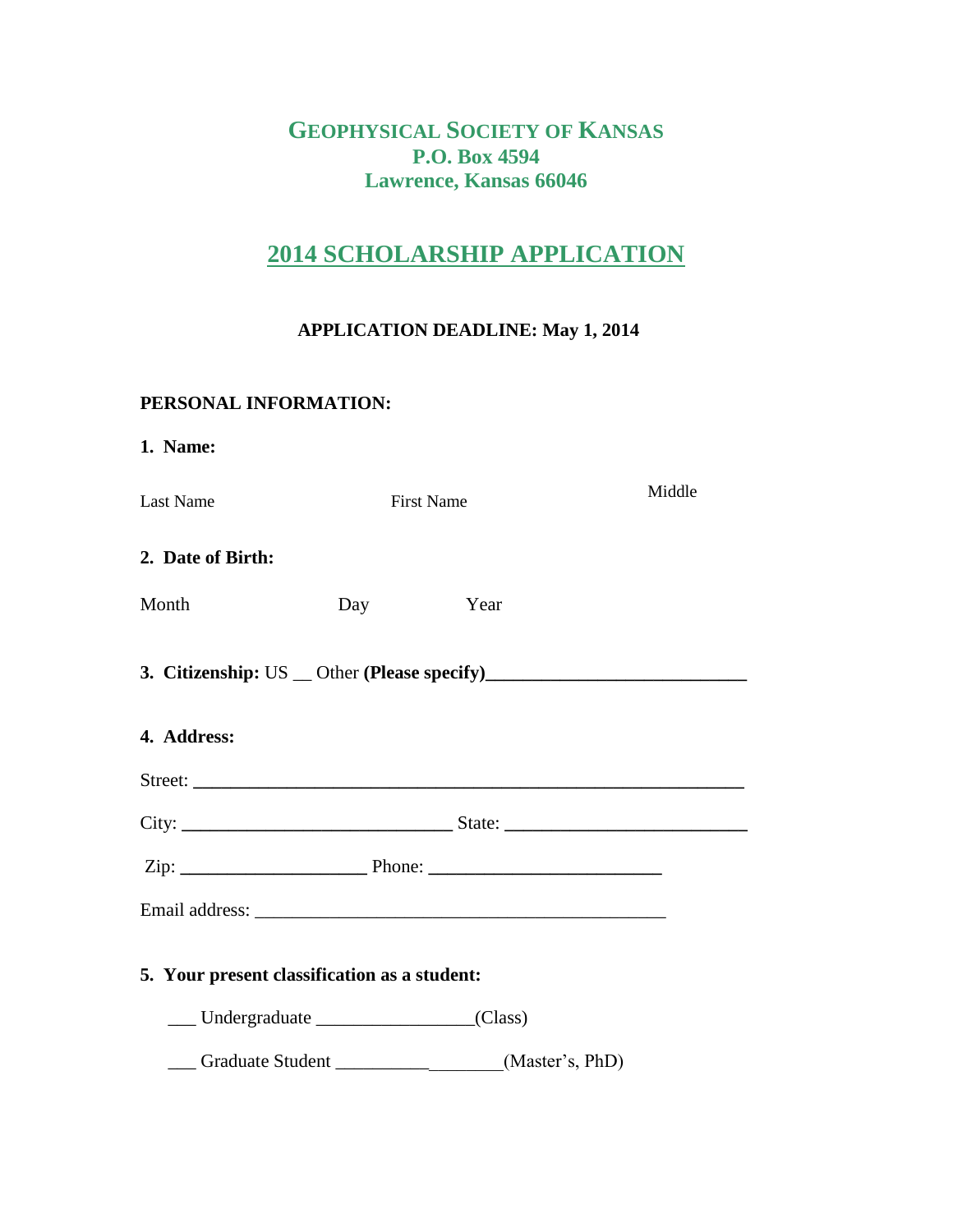# GEOPHYSICAL SOCIETY OF KANSAS
**P.O. Box 4594**
**Lawrence, Kansas 66046**

## 2014 SCHOLARSHIP APPLICATION

**APPLICATION DEADLINE: May 1, 2014**

**PERSONAL INFORMATION:**

**1. Name:**

Last Name First Name Middle

**2. Date of Birth:**

Month Day Year

**3. Citizenship:** US __ Other **(Please specify)**____________________________

**4. Address:**

Street: ____________________________________________________________

City: _____________________________ State: __________________________

Zip: ____________________ Phone: _________________________

Email address: _____________________________________________

**5. Your present classification as a student:**

___ Undergraduate _________________(Class)

___ Graduate Student ___________________(Master's, PhD)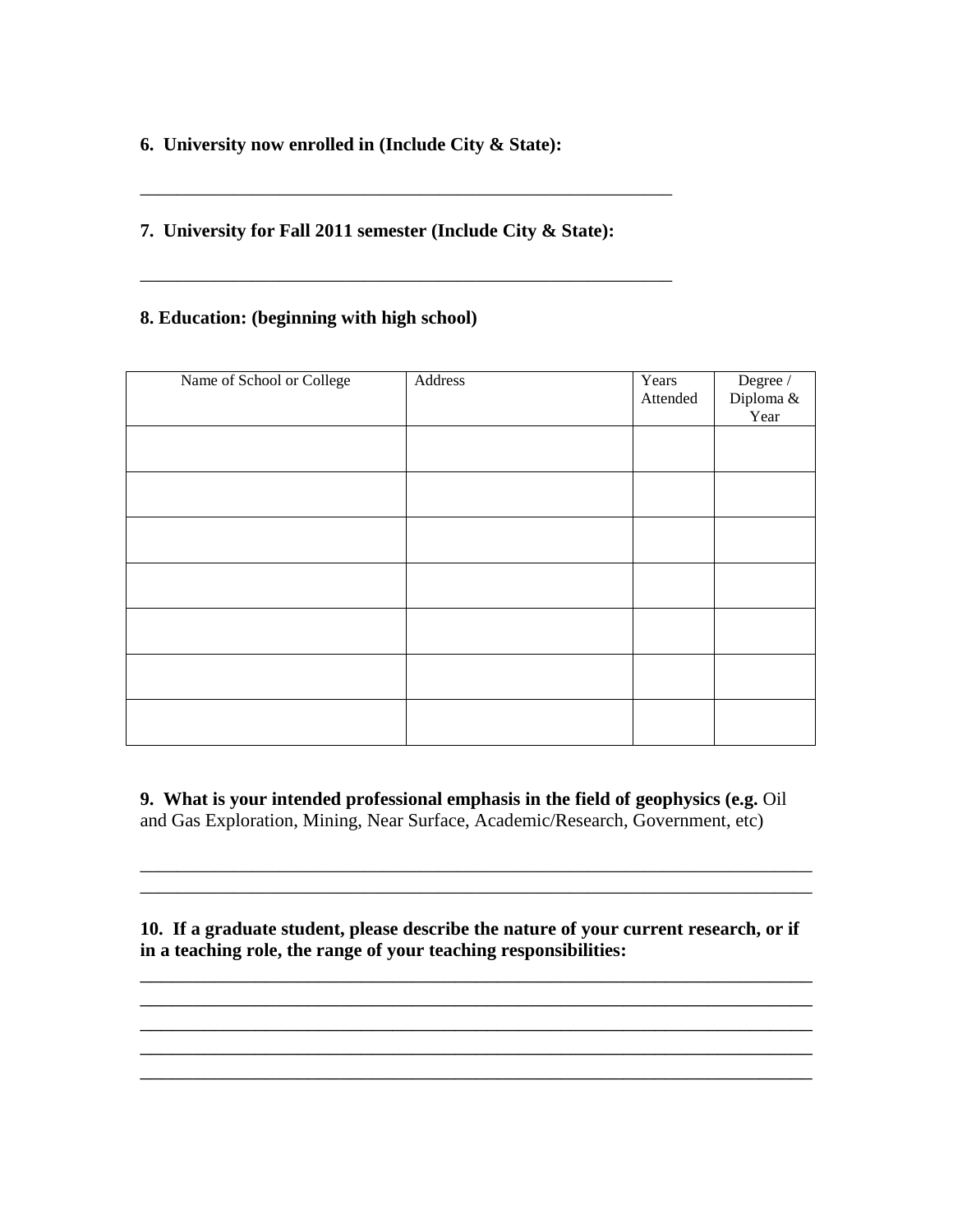**6. University now enrolled in (Include City & State):**

\_\_\_\_\_\_\_\_\_\_\_\_\_\_\_\_\_\_\_\_\_\_\_\_\_\_\_\_\_\_\_\_\_\_\_\_\_\_\_\_\_\_\_\_\_\_\_\_\_\_\_\_\_\_\_\_\_\_\_\_

**7. University for Fall 2011 semester (Include City & State):**

\_\_\_\_\_\_\_\_\_\_\_\_\_\_\_\_\_\_\_\_\_\_\_\_\_\_\_\_\_\_\_\_\_\_\_\_\_\_\_\_\_\_\_\_\_\_\_\_\_\_\_\_\_\_\_\_\_\_\_\_

**8. Education: (beginning with high school)**

| Name of School or College | Address | Years Attended | Degree / Diploma & Year |
|---|---|---|---|
| | | | |
| | | | |
| | | | |
| | | | |
| | | | |
| | | | |
| | | | |

**9. What is your intended professional emphasis in the field of geophysics (e.g.** Oil and Gas Exploration, Mining, Near Surface, Academic/Research, Government, etc)

\_\_\_\_\_\_\_\_\_\_\_\_\_\_\_\_\_\_\_\_\_\_\_\_\_\_\_\_\_\_\_\_\_\_\_\_\_\_\_\_\_\_\_\_\_\_\_\_\_\_\_\_\_\_\_\_\_\_\_\_\_\_\_\_\_\_\_\_\_\_\_\_\_\_
\_\_\_\_\_\_\_\_\_\_\_\_\_\_\_\_\_\_\_\_\_\_\_\_\_\_\_\_\_\_\_\_\_\_\_\_\_\_\_\_\_\_\_\_\_\_\_\_\_\_\_\_\_\_\_\_\_\_\_\_\_\_\_\_\_\_\_\_\_\_\_\_\_\_

**10. If a graduate student, please describe the nature of your current research, or if in a teaching role, the range of your teaching responsibilities:**

\_\_\_\_\_\_\_\_\_\_\_\_\_\_\_\_\_\_\_\_\_\_\_\_\_\_\_\_\_\_\_\_\_\_\_\_\_\_\_\_\_\_\_\_\_\_\_\_\_\_\_\_\_\_\_\_\_\_\_\_\_\_\_\_\_\_\_\_\_\_\_\_\_\_
\_\_\_\_\_\_\_\_\_\_\_\_\_\_\_\_\_\_\_\_\_\_\_\_\_\_\_\_\_\_\_\_\_\_\_\_\_\_\_\_\_\_\_\_\_\_\_\_\_\_\_\_\_\_\_\_\_\_\_\_\_\_\_\_\_\_\_\_\_\_\_\_\_\_
\_\_\_\_\_\_\_\_\_\_\_\_\_\_\_\_\_\_\_\_\_\_\_\_\_\_\_\_\_\_\_\_\_\_\_\_\_\_\_\_\_\_\_\_\_\_\_\_\_\_\_\_\_\_\_\_\_\_\_\_\_\_\_\_\_\_\_\_\_\_\_\_\_\_
\_\_\_\_\_\_\_\_\_\_\_\_\_\_\_\_\_\_\_\_\_\_\_\_\_\_\_\_\_\_\_\_\_\_\_\_\_\_\_\_\_\_\_\_\_\_\_\_\_\_\_\_\_\_\_\_\_\_\_\_\_\_\_\_\_\_\_\_\_\_\_\_\_\_
\_\_\_\_\_\_\_\_\_\_\_\_\_\_\_\_\_\_\_\_\_\_\_\_\_\_\_\_\_\_\_\_\_\_\_\_\_\_\_\_\_\_\_\_\_\_\_\_\_\_\_\_\_\_\_\_\_\_\_\_\_\_\_\_\_\_\_\_\_\_\_\_\_\_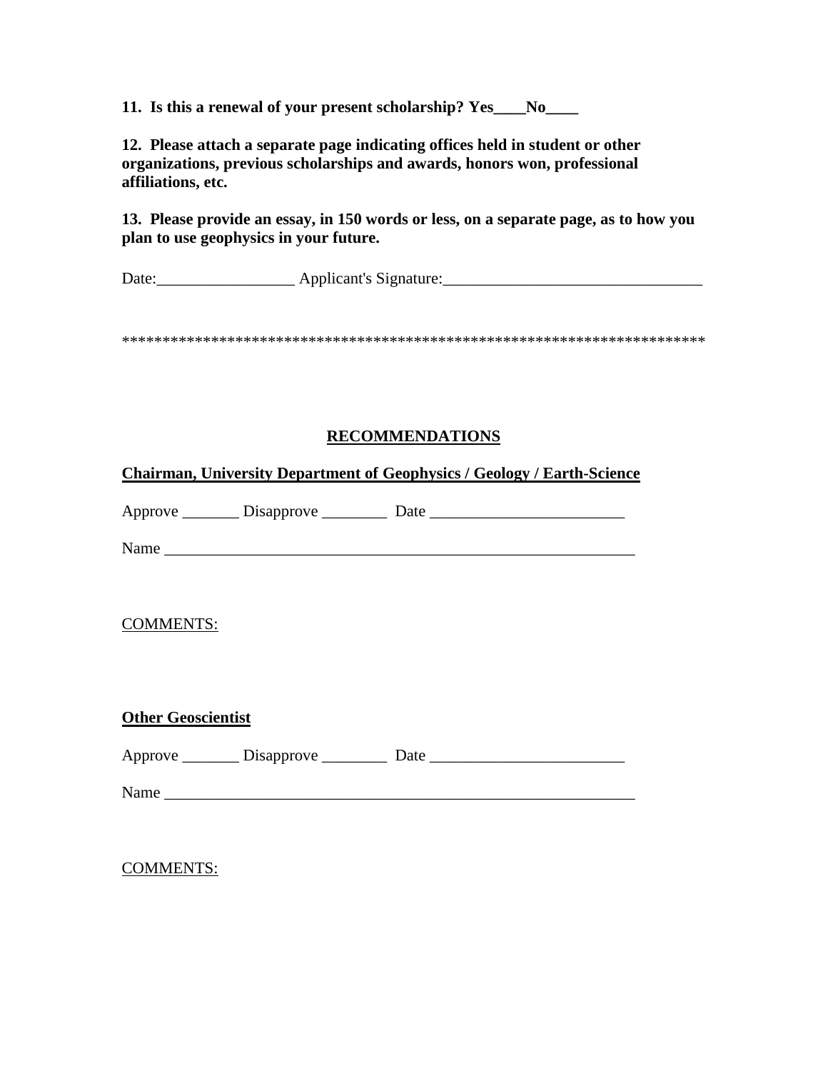**11. Is this a renewal of your present scholarship? Yes____No____**

**12. Please attach a separate page indicating offices held in student or other organizations, previous scholarships and awards, honors won, professional affiliations, etc.**

**13. Please provide an essay, in 150 words or less, on a separate page, as to how you plan to use geophysics in your future.**

Date:_________________ Applicant's Signature:________________________________

*************************************************************************

## RECOMMENDATIONS

**Chairman, University Department of Geophysics / Geology / Earth-Science**

Approve _______ Disapprove ________ Date ________________________

Name ____________________________________________________________

COMMENTS:

**Other Geoscientist**

Approve _______ Disapprove ________ Date ________________________

Name ____________________________________________________________

COMMENTS: